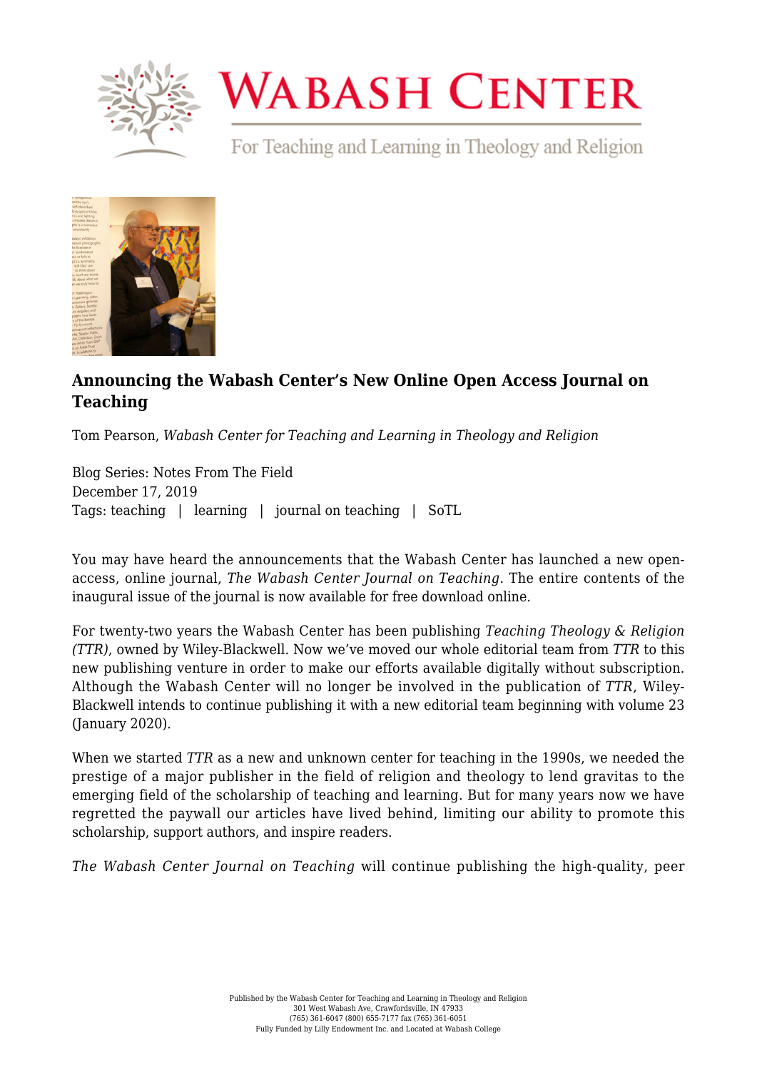# Announcing the Wabash Center's New Online Open Access Journal on Teaching

Tom Pearson, *Wabash Center for Teaching and Learning in Theology and Religion*

Blog Series: Notes From The Field
December 17, 2019
Tags: teaching | learning | journal on teaching | SoTL

You may have heard the announcements that the Wabash Center has launched a new open-access, online journal, *The Wabash Center Journal on Teaching*. The entire contents of the inaugural issue of the journal is now available for free download online.

For twenty-two years the Wabash Center has been publishing *Teaching Theology & Religion (TTR)*, owned by Wiley-Blackwell. Now we've moved our whole editorial team from *TTR* to this new publishing venture in order to make our efforts available digitally without subscription. Although the Wabash Center will no longer be involved in the publication of *TTR*, Wiley-Blackwell intends to continue publishing it with a new editorial team beginning with volume 23 (January 2020).

When we started *TTR* as a new and unknown center for teaching in the 1990s, we needed the prestige of a major publisher in the field of religion and theology to lend gravitas to the emerging field of the scholarship of teaching and learning. But for many years now we have regretted the paywall our articles have lived behind, limiting our ability to promote this scholarship, support authors, and inspire readers.

*The Wabash Center Journal on Teaching* will continue publishing the high-quality, peer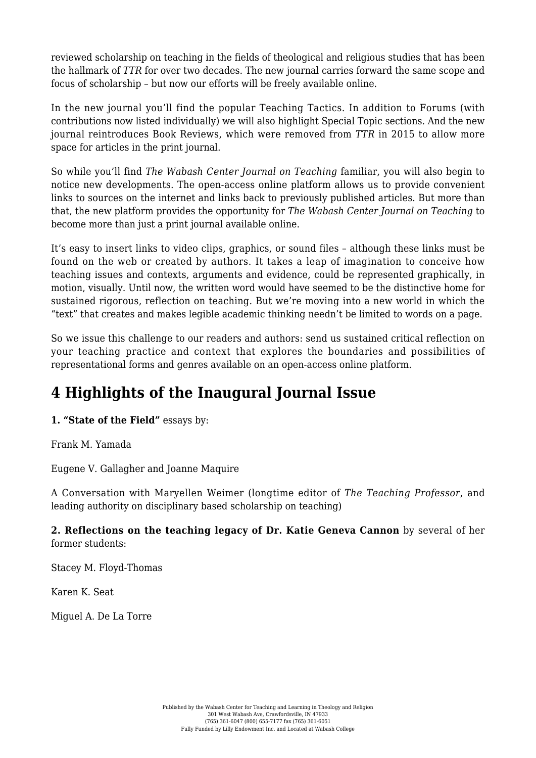reviewed scholarship on teaching in the fields of theological and religious studies that has been the hallmark of *TTR* for over two decades. The new journal carries forward the same scope and focus of scholarship – but now our efforts will be freely available online.

In the new journal you'll find the popular Teaching Tactics. In addition to Forums (with contributions now listed individually) we will also highlight Special Topic sections. And the new journal reintroduces Book Reviews, which were removed from *TTR* in 2015 to allow more space for articles in the print journal.

So while you'll find *The Wabash Center Journal on Teaching* familiar, you will also begin to notice new developments. The open-access online platform allows us to provide convenient links to sources on the internet and links back to previously published articles. But more than that, the new platform provides the opportunity for *The Wabash Center Journal on Teaching* to become more than just a print journal available online.

It's easy to insert links to video clips, graphics, or sound files – although these links must be found on the web or created by authors. It takes a leap of imagination to conceive how teaching issues and contexts, arguments and evidence, could be represented graphically, in motion, visually. Until now, the written word would have seemed to be the distinctive home for sustained rigorous, reflection on teaching. But we're moving into a new world in which the "text" that creates and makes legible academic thinking needn't be limited to words on a page.

So we issue this challenge to our readers and authors: send us sustained critical reflection on your teaching practice and context that explores the boundaries and possibilities of representational forms and genres available on an open-access online platform.

## 4 Highlights of the Inaugural Journal Issue

**1. "State of the Field"** essays by:

Frank M. Yamada

Eugene V. Gallagher and Joanne Maquire

A Conversation with Maryellen Weimer (longtime editor of *The Teaching Professor*, and leading authority on disciplinary based scholarship on teaching)

**2. Reflections on the teaching legacy of Dr. Katie Geneva Cannon** by several of her former students:

Stacey M. Floyd-Thomas

Karen K. Seat

Miguel A. De La Torre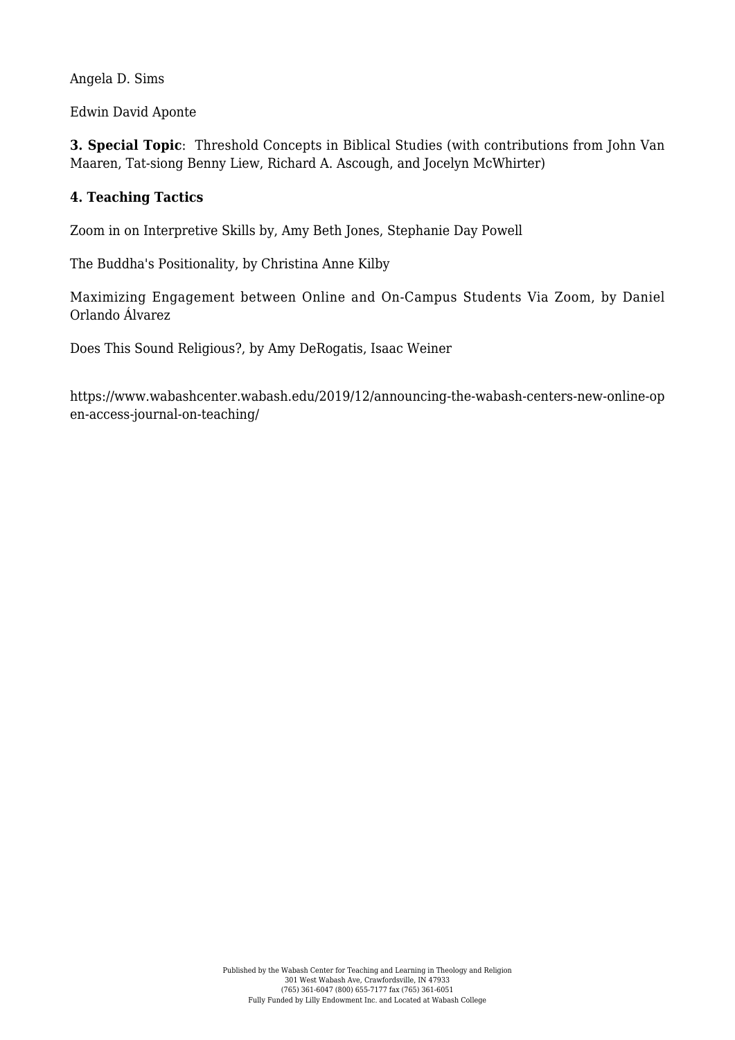Angela D. Sims

Edwin David Aponte

**3. Special Topic**: Threshold Concepts in Biblical Studies (with contributions from John Van Maaren, Tat-siong Benny Liew, Richard A. Ascough, and Jocelyn McWhirter)

**4. Teaching Tactics**

Zoom in on Interpretive Skills by, Amy Beth Jones, Stephanie Day Powell

The Buddha's Positionality, by Christina Anne Kilby

Maximizing Engagement between Online and On-Campus Students Via Zoom, by Daniel Orlando Álvarez

Does This Sound Religious?, by Amy DeRogatis, Isaac Weiner

https://www.wabashcenter.wabash.edu/2019/12/announcing-the-wabash-centers-new-online-open-access-journal-on-teaching/